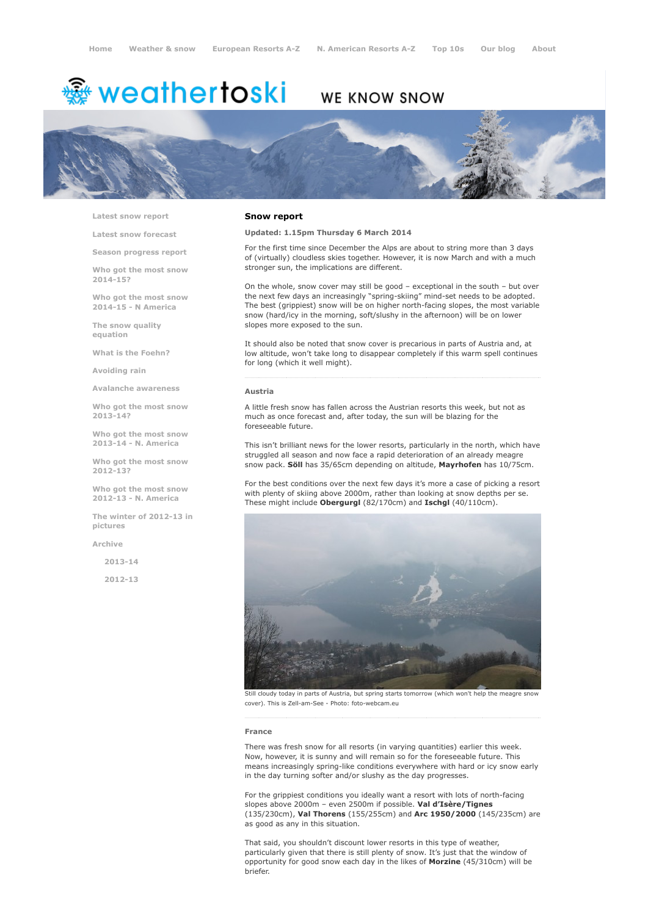Home   Weather & snow   European Resorts A-Z   N. American Resorts A-Z   Top 10s   Our blog   About

# weathertoski

WE KNOW SNOW

- Latest snow report
- Latest snow forecast
- Season progress report
- Who got the most snow 2014-15?
- Who got the most snow 2014-15 - N America
- The snow quality equation
- What is the Foehn?
- Avoiding rain
- Avalanche awareness
- Who got the most snow 2013-14?
- Who got the most snow 2013-14 - N. America
- Who got the most snow 2012-13?
- Who got the most snow 2012-13 - N. America
- The winter of 2012-13 in pictures
- Archive
  - 2013-14
  - 2012-13

## Snow report

**Updated: 1.15pm Thursday 6 March 2014**

For the first time since December the Alps are about to string more than 3 days of (virtually) cloudless skies together. However, it is now March and with a much stronger sun, the implications are different.

On the whole, snow cover may still be good – exceptional in the south – but over the next few days an increasingly "spring-skiing" mind-set needs to be adopted. The best (grippiest) snow will be on higher north-facing slopes, the most variable snow (hard/icy in the morning, soft/slushy in the afternoon) will be on lower slopes more exposed to the sun.

It should also be noted that snow cover is precarious in parts of Austria and, at low altitude, won't take long to disappear completely if this warm spell continues for long (which it well might).

### Austria

A little fresh snow has fallen across the Austrian resorts this week, but not as much as once forecast and, after today, the sun will be blazing for the foreseeable future.

This isn't brilliant news for the lower resorts, particularly in the north, which have struggled all season and now face a rapid deterioration of an already meagre snow pack. **Söll** has 35/65cm depending on altitude, **Mayrhofen** has 10/75cm.

For the best conditions over the next few days it's more a case of picking a resort with plenty of skiing above 2000m, rather than looking at snow depths per se. These might include **Obergurgl** (82/170cm) and **Ischgl** (40/110cm).

Still cloudy today in parts of Austria, but spring starts tomorrow (which won't help the meagre snow cover). This is Zell-am-See - Photo: foto-webcam.eu

### France

There was fresh snow for all resorts (in varying quantities) earlier this week. Now, however, it is sunny and will remain so for the foreseeable future. This means increasingly spring-like conditions everywhere with hard or icy snow early in the day turning softer and/or slushy as the day progresses.

For the grippiest conditions you ideally want a resort with lots of north-facing slopes above 2000m – even 2500m if possible. **Val d'Isère/Tignes** (135/230cm), **Val Thorens** (155/255cm) and **Arc 1950/2000** (145/235cm) are as good as any in this situation.

That said, you shouldn't discount lower resorts in this type of weather, particularly given that there is still plenty of snow. It's just that the window of opportunity for good snow each day in the likes of **Morzine** (45/310cm) will be briefer.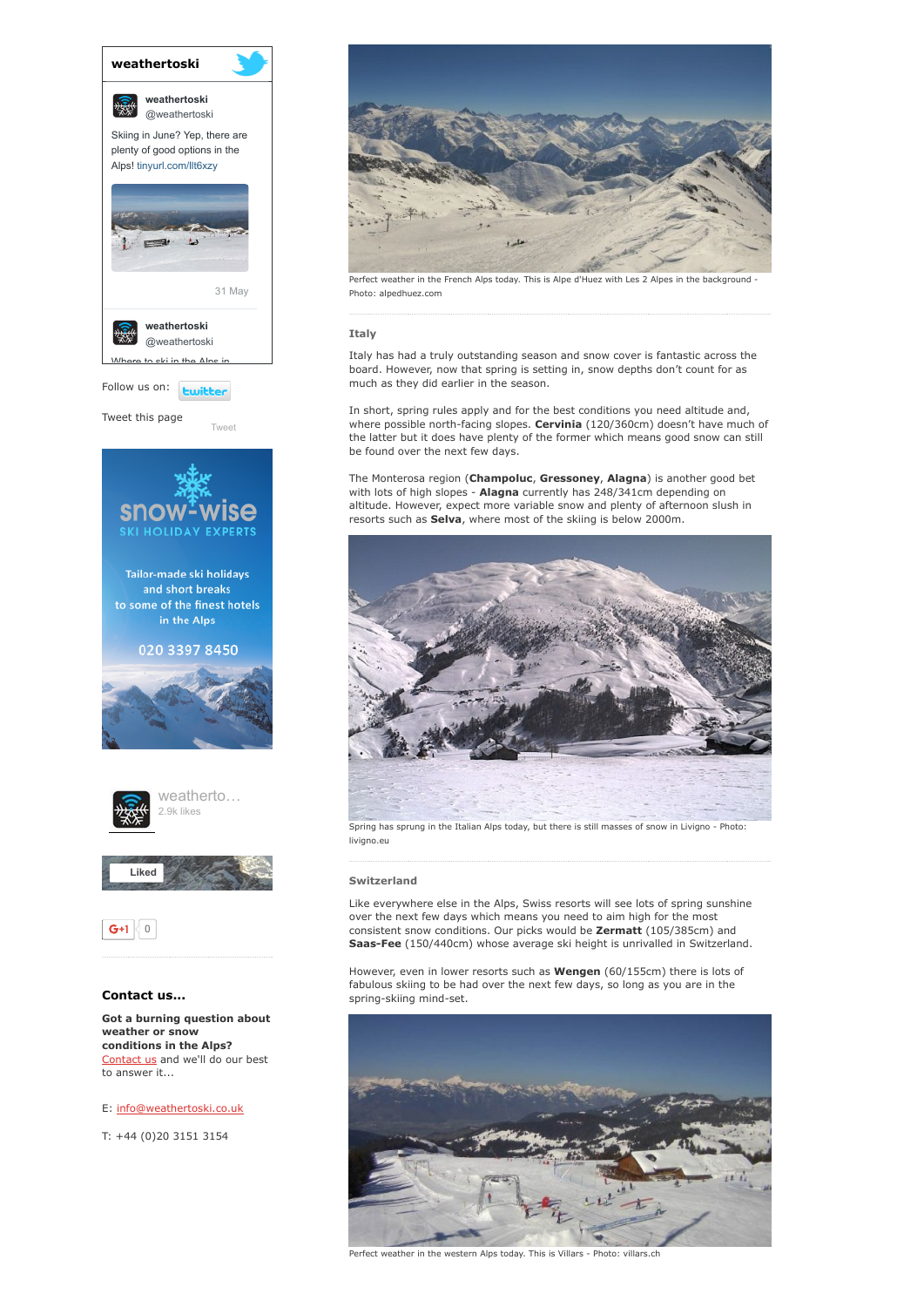weathertoski

weathertoski
@weathertoski

Skiing in June? Yep, there are plenty of good options in the Alps! tinyurl.com/llt6xzy

31 May

weathertoski
@weathertoski

Where to ski in the Alps in

Follow us on:

Tweet this page

Tweet

snow-wise
SKI HOLIDAY EXPERTS

Tailor-made ski holidays and short breaks to some of the finest hotels in the Alps

020 3397 8450

weatherto...
2.9k likes

Liked

G+1 0

### Contact us...

**Got a burning question about weather or snow conditions in the Alps?** Contact us and we'll do our best to answer it...

E: info@weathertoski.co.uk

T: +44 (0)20 3151 3154

Perfect weather in the French Alps today. This is Alpe d'Huez with Les 2 Alpes in the background - Photo: alpedhuez.com

### Italy

Italy has had a truly outstanding season and snow cover is fantastic across the board. However, now that spring is setting in, snow depths don't count for as much as they did earlier in the season.

In short, spring rules apply and for the best conditions you need altitude and, where possible north-facing slopes. **Cervinia** (120/360cm) doesn't have much of the latter but it does have plenty of the former which means good snow can still be found over the next few days.

The Monterosa region (**Champoluc**, **Gressoney**, **Alagna**) is another good bet with lots of high slopes - **Alagna** currently has 248/341cm depending on altitude. However, expect more variable snow and plenty of afternoon slush in resorts such as **Selva**, where most of the skiing is below 2000m.

Spring has sprung in the Italian Alps today, but there is still masses of snow in Livigno - Photo: livigno.eu

### Switzerland

Like everywhere else in the Alps, Swiss resorts will see lots of spring sunshine over the next few days which means you need to aim high for the most consistent snow conditions. Our picks would be **Zermatt** (105/385cm) and **Saas-Fee** (150/440cm) whose average ski height is unrivalled in Switzerland.

However, even in lower resorts such as **Wengen** (60/155cm) there is lots of fabulous skiing to be had over the next few days, so long as you are in the spring-skiing mind-set.

Perfect weather in the western Alps today. This is Villars - Photo: villars.ch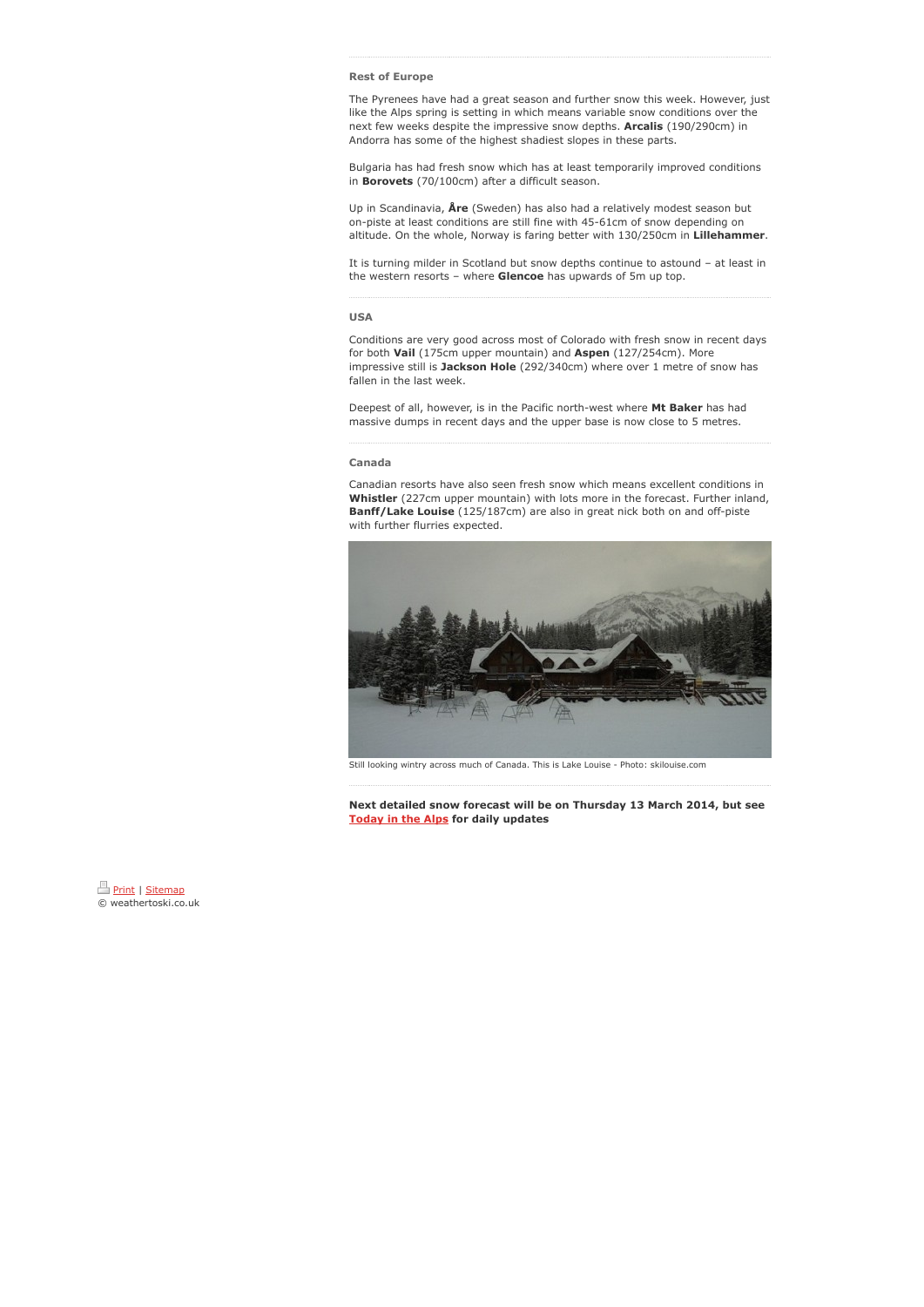### Rest of Europe

The Pyrenees have had a great season and further snow this week. However, just like the Alps spring is setting in which means variable snow conditions over the next few weeks despite the impressive snow depths. **Arcalis** (190/290cm) in Andorra has some of the highest shadiest slopes in these parts.

Bulgaria has had fresh snow which has at least temporarily improved conditions in **Borovets** (70/100cm) after a difficult season.

Up in Scandinavia, **Åre** (Sweden) has also had a relatively modest season but on-piste at least conditions are still fine with 45-61cm of snow depending on altitude. On the whole, Norway is faring better with 130/250cm in **Lillehammer**.

It is turning milder in Scotland but snow depths continue to astound – at least in the western resorts – where **Glencoe** has upwards of 5m up top.

### USA

Conditions are very good across most of Colorado with fresh snow in recent days for both **Vail** (175cm upper mountain) and **Aspen** (127/254cm). More impressive still is **Jackson Hole** (292/340cm) where over 1 metre of snow has fallen in the last week.

Deepest of all, however, is in the Pacific north-west where **Mt Baker** has had massive dumps in recent days and the upper base is now close to 5 metres.

### Canada

Canadian resorts have also seen fresh snow which means excellent conditions in **Whistler** (227cm upper mountain) with lots more in the forecast. Further inland, **Banff/Lake Louise** (125/187cm) are also in great nick both on and off-piste with further flurries expected.

Still looking wintry across much of Canada. This is Lake Louise - Photo: skilouise.com

**Next detailed snow forecast will be on Thursday 13 March 2014, but see Today in the Alps for daily updates**

Print | Sitemap
© weathertoski.co.uk